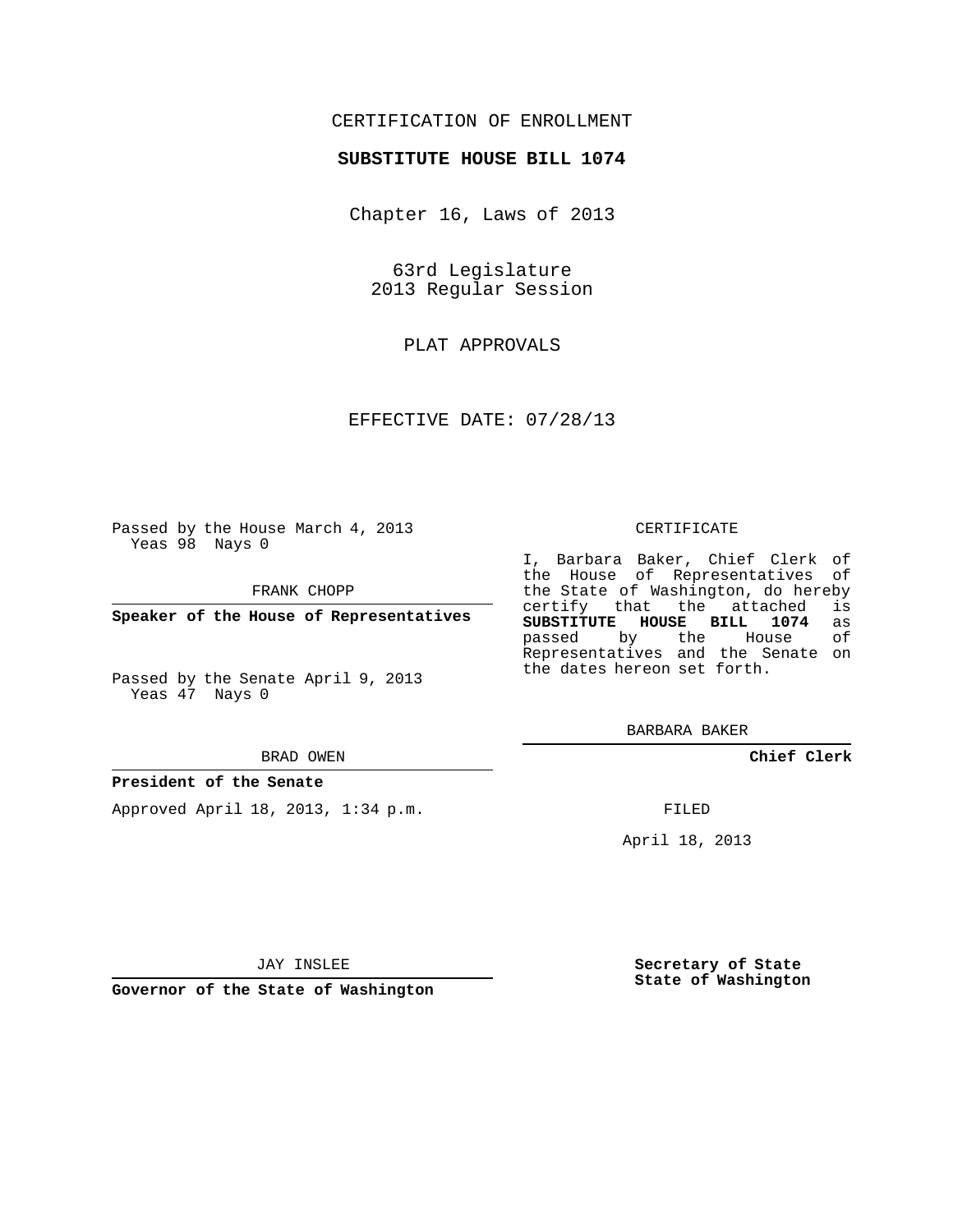CERTIFICATION OF ENROLLMENT

**SUBSTITUTE HOUSE BILL 1074**

Chapter 16, Laws of 2013

63rd Legislature
2013 Regular Session

PLAT APPROVALS

EFFECTIVE DATE: 07/28/13

Passed by the House March 4, 2013
Yeas 98 Nays 0

FRANK CHOPP

**Speaker of the House of Representatives**

Passed by the Senate April 9, 2013
Yeas 47 Nays 0

BRAD OWEN

**President of the Senate**

Approved April 18, 2013, 1:34 p.m.

JAY INSLEE

**Governor of the State of Washington**

CERTIFICATE

I, Barbara Baker, Chief Clerk of the House of Representatives of the State of Washington, do hereby certify that the attached is **SUBSTITUTE HOUSE BILL 1074** as passed by the House of Representatives and the Senate on the dates hereon set forth.

BARBARA BAKER

**Chief Clerk**

FILED

April 18, 2013

**Secretary of State**
**State of Washington**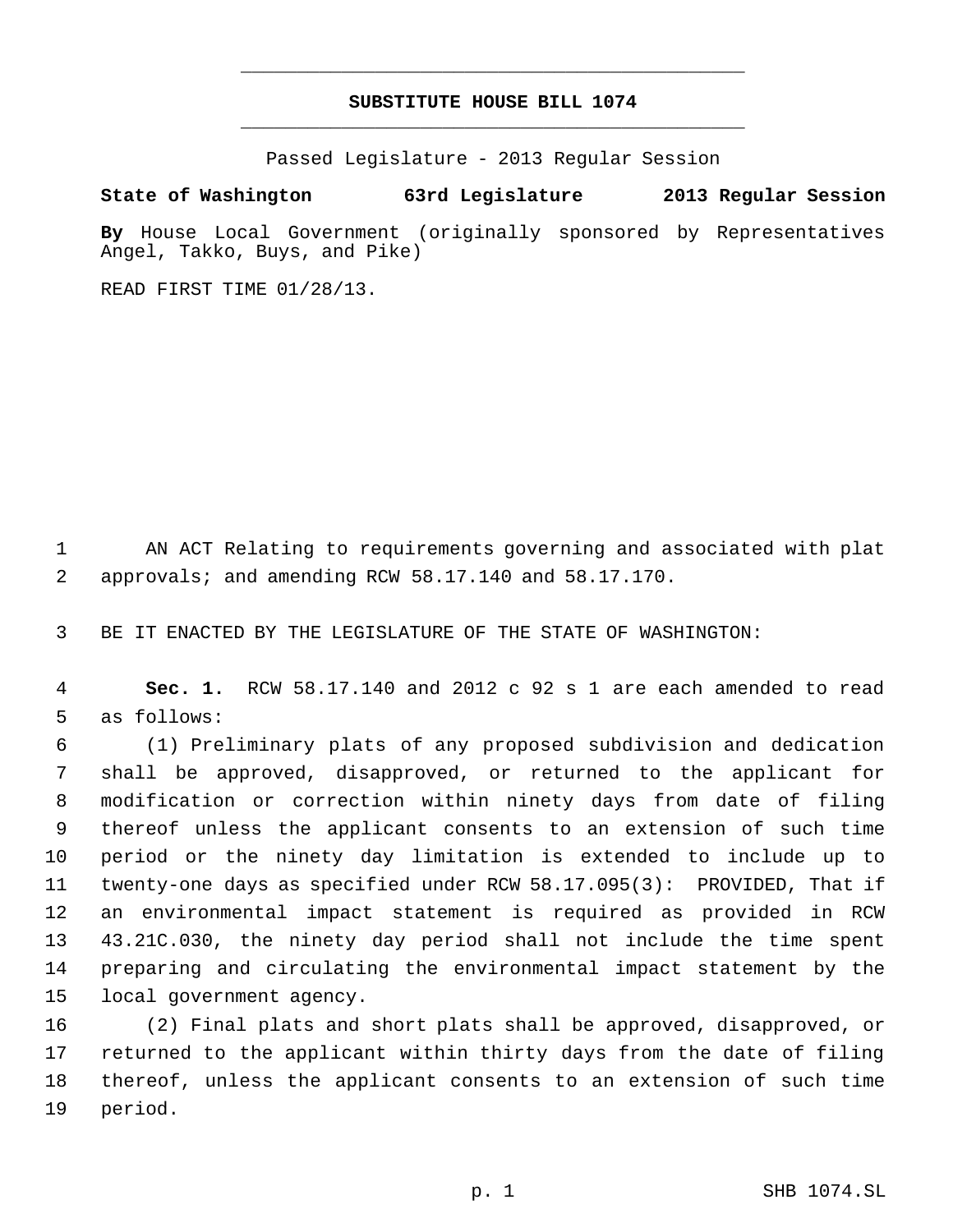# SUBSTITUTE HOUSE BILL 1074

Passed Legislature - 2013 Regular Session

**State of Washington 63rd Legislature 2013 Regular Session**

**By** House Local Government (originally sponsored by Representatives Angel, Takko, Buys, and Pike)

READ FIRST TIME 01/28/13.

AN ACT Relating to requirements governing and associated with plat approvals; and amending RCW 58.17.140 and 58.17.170.

BE IT ENACTED BY THE LEGISLATURE OF THE STATE OF WASHINGTON:

**Sec. 1.** RCW 58.17.140 and 2012 c 92 s 1 are each amended to read as follows:

(1) Preliminary plats of any proposed subdivision and dedication shall be approved, disapproved, or returned to the applicant for modification or correction within ninety days from date of filing thereof unless the applicant consents to an extension of such time period or the ninety day limitation is extended to include up to twenty-one days as specified under RCW 58.17.095(3): PROVIDED, That if an environmental impact statement is required as provided in RCW 43.21C.030, the ninety day period shall not include the time spent preparing and circulating the environmental impact statement by the local government agency.

(2) Final plats and short plats shall be approved, disapproved, or returned to the applicant within thirty days from the date of filing thereof, unless the applicant consents to an extension of such time period.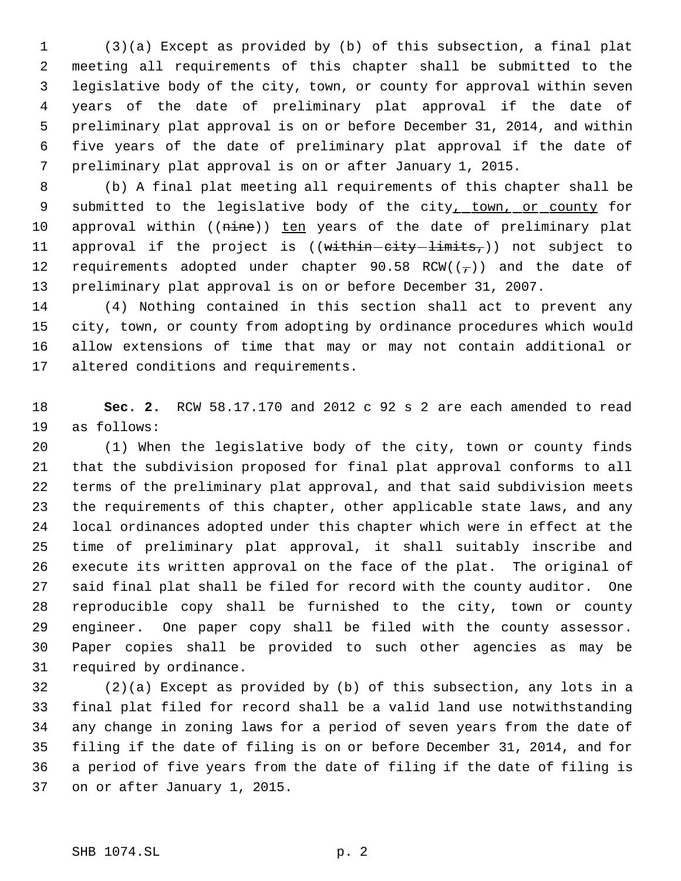(3)(a) Except as provided by (b) of this subsection, a final plat meeting all requirements of this chapter shall be submitted to the legislative body of the city, town, or county for approval within seven years of the date of preliminary plat approval if the date of preliminary plat approval is on or before December 31, 2014, and within five years of the date of preliminary plat approval if the date of preliminary plat approval is on or after January 1, 2015.

(b) A final plat meeting all requirements of this chapter shall be submitted to the legislative body of the city<u>, town, or county</u> for approval within ((~~nine~~)) <u>ten</u> years of the date of preliminary plat approval if the project is ((~~within city limits,~~)) not subject to requirements adopted under chapter 90.58 RCW((~~,~~)) and the date of preliminary plat approval is on or before December 31, 2007.

(4) Nothing contained in this section shall act to prevent any city, town, or county from adopting by ordinance procedures which would allow extensions of time that may or may not contain additional or altered conditions and requirements.

**Sec. 2.** RCW 58.17.170 and 2012 c 92 s 2 are each amended to read as follows:

(1) When the legislative body of the city, town or county finds that the subdivision proposed for final plat approval conforms to all terms of the preliminary plat approval, and that said subdivision meets the requirements of this chapter, other applicable state laws, and any local ordinances adopted under this chapter which were in effect at the time of preliminary plat approval, it shall suitably inscribe and execute its written approval on the face of the plat. The original of said final plat shall be filed for record with the county auditor. One reproducible copy shall be furnished to the city, town or county engineer. One paper copy shall be filed with the county assessor. Paper copies shall be provided to such other agencies as may be required by ordinance.

(2)(a) Except as provided by (b) of this subsection, any lots in a final plat filed for record shall be a valid land use notwithstanding any change in zoning laws for a period of seven years from the date of filing if the date of filing is on or before December 31, 2014, and for a period of five years from the date of filing if the date of filing is on or after January 1, 2015.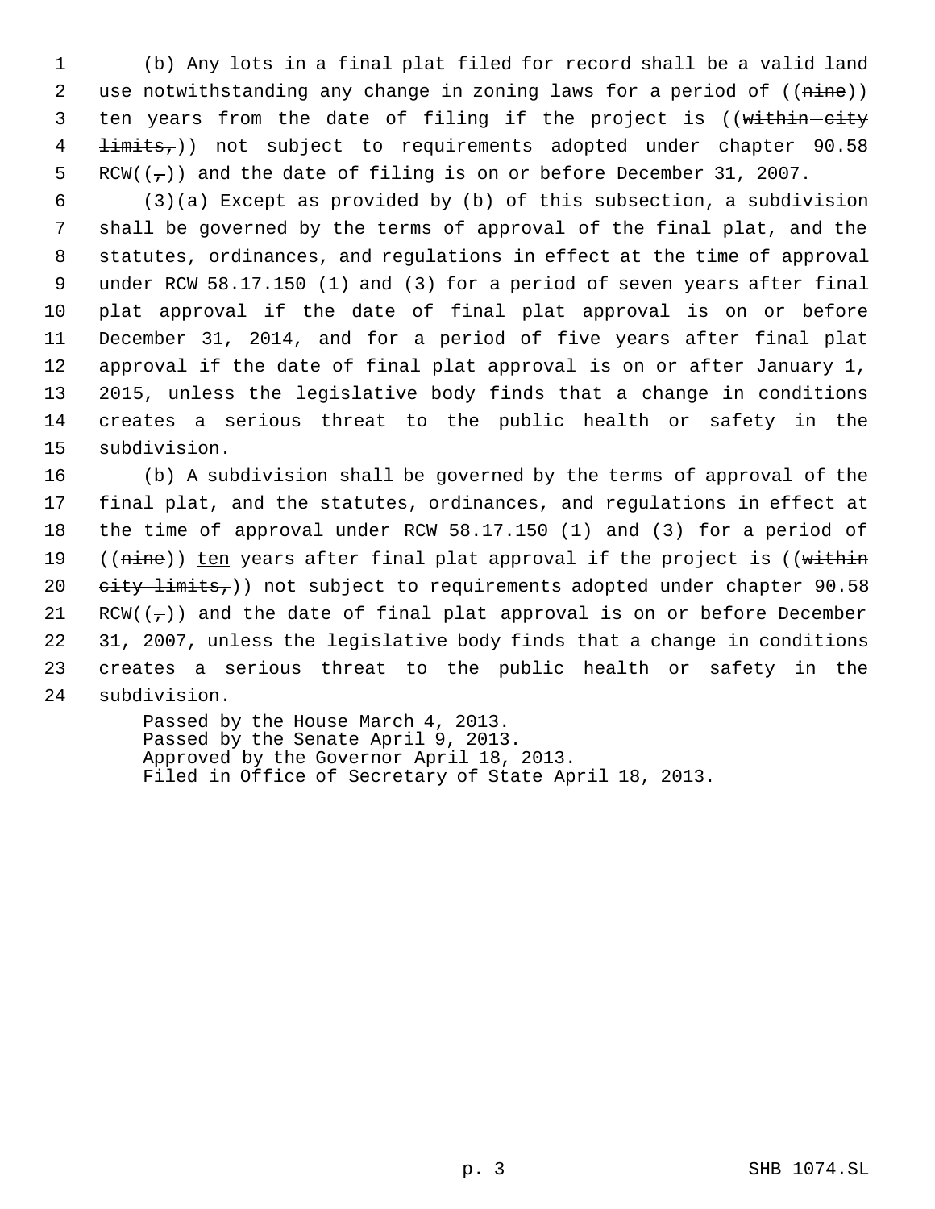(b) Any lots in a final plat filed for record shall be a valid land use notwithstanding any change in zoning laws for a period of ((~~nine~~)) ten years from the date of filing if the project is ((~~within city limits,~~)) not subject to requirements adopted under chapter 90.58 RCW((~~,~~)) and the date of filing is on or before December 31, 2007.

(3)(a) Except as provided by (b) of this subsection, a subdivision shall be governed by the terms of approval of the final plat, and the statutes, ordinances, and regulations in effect at the time of approval under RCW 58.17.150 (1) and (3) for a period of seven years after final plat approval if the date of final plat approval is on or before December 31, 2014, and for a period of five years after final plat approval if the date of final plat approval is on or after January 1, 2015, unless the legislative body finds that a change in conditions creates a serious threat to the public health or safety in the subdivision.

(b) A subdivision shall be governed by the terms of approval of the final plat, and the statutes, ordinances, and regulations in effect at the time of approval under RCW 58.17.150 (1) and (3) for a period of ((~~nine~~)) ten years after final plat approval if the project is ((~~within city limits,~~)) not subject to requirements adopted under chapter 90.58 RCW((~~,~~)) and the date of final plat approval is on or before December 31, 2007, unless the legislative body finds that a change in conditions creates a serious threat to the public health or safety in the subdivision.

Passed by the House March 4, 2013.
Passed by the Senate April 9, 2013.
Approved by the Governor April 18, 2013.
Filed in Office of Secretary of State April 18, 2013.